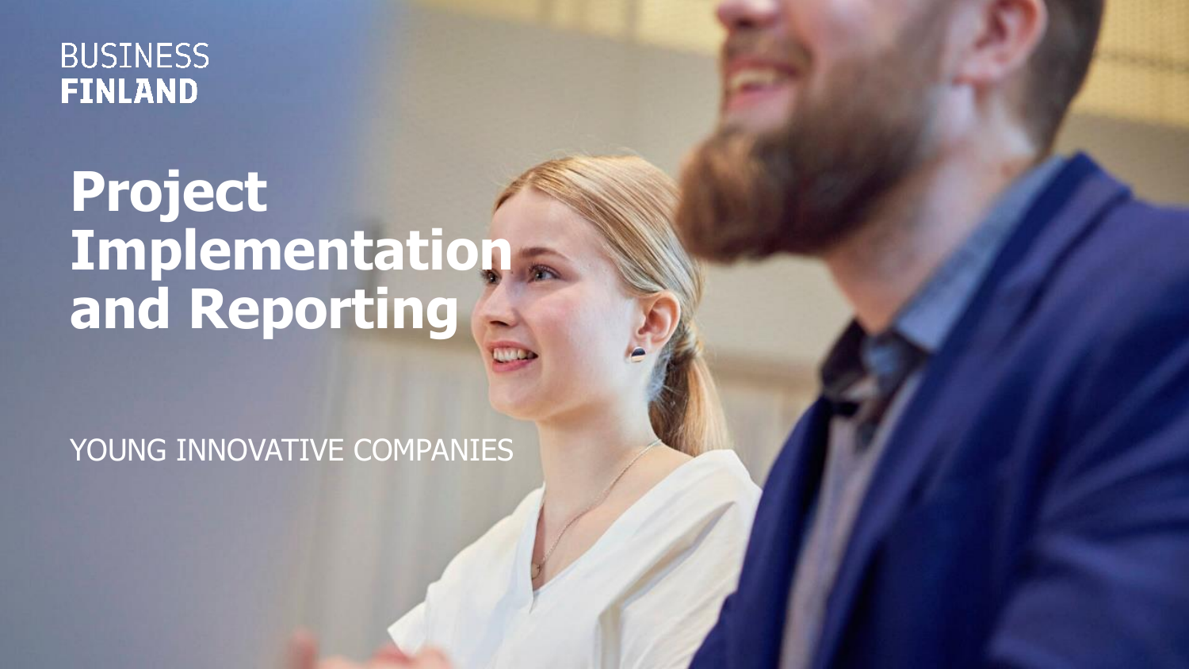BUSINESS
FINLAND

# Project Implementation and Reporting

YOUNG INNOVATIVE COMPANIES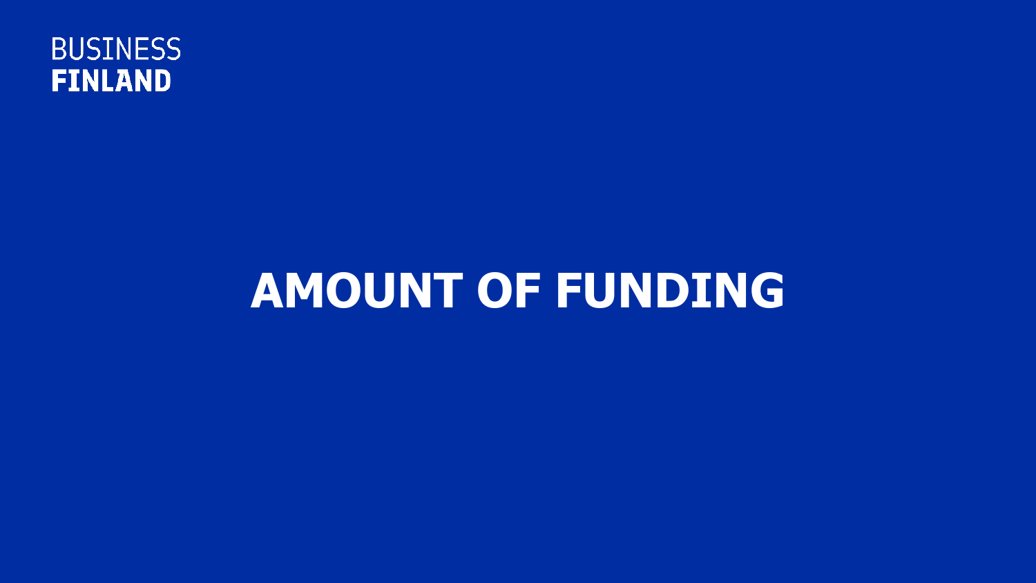BUSINESS
FINLAND

# AMOUNT OF FUNDING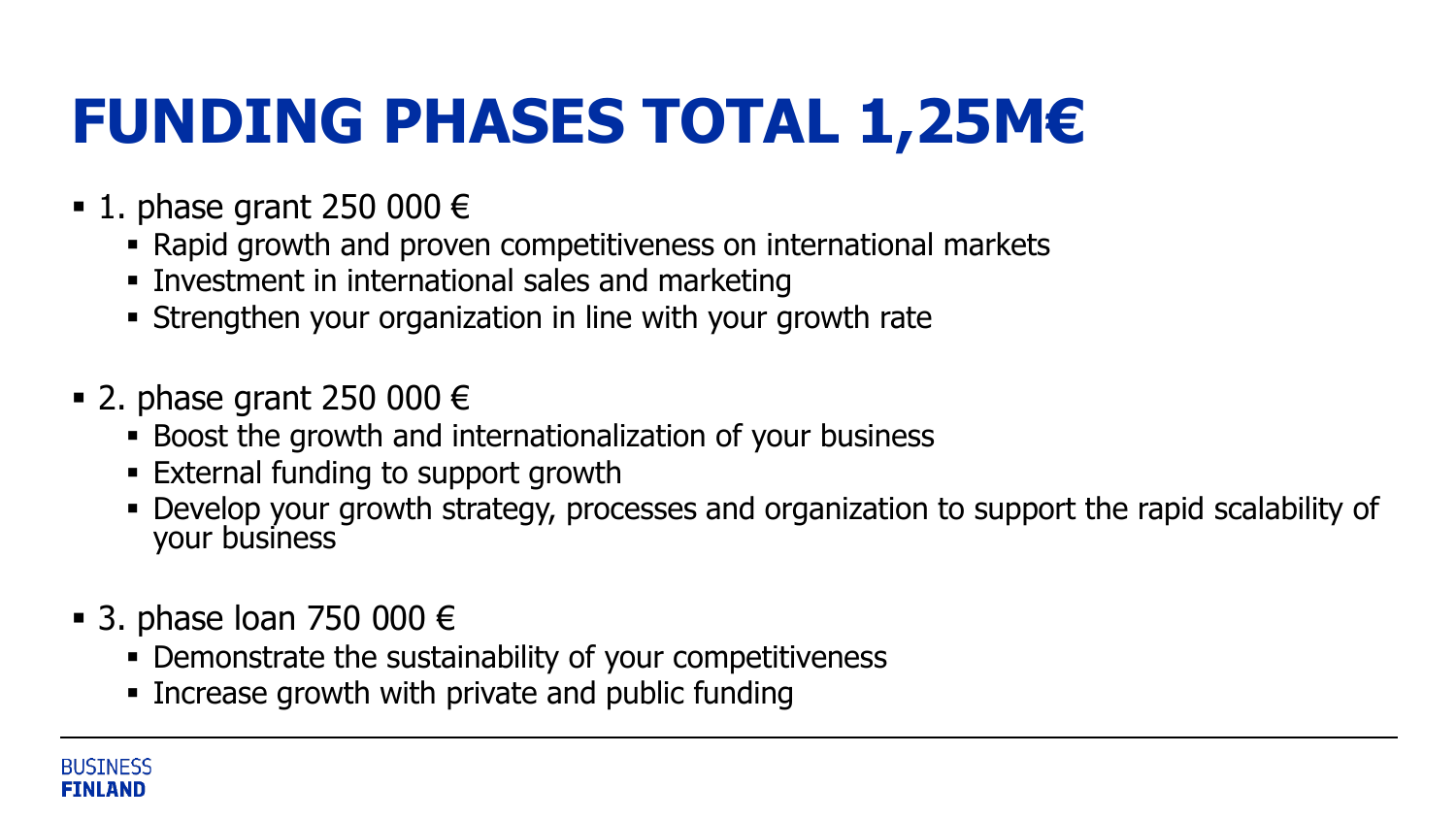# FUNDING PHASES TOTAL 1,25M€

- 1. phase grant 250 000 €
  - Rapid growth and proven competitiveness on international markets
  - Investment in international sales and marketing
  - Strengthen your organization in line with your growth rate

- 2. phase grant 250 000 €
  - Boost the growth and internationalization of your business
  - External funding to support growth
  - Develop your growth strategy, processes and organization to support the rapid scalability of your business

- 3. phase loan 750 000 €
  - Demonstrate the sustainability of your competitiveness
  - Increase growth with private and public funding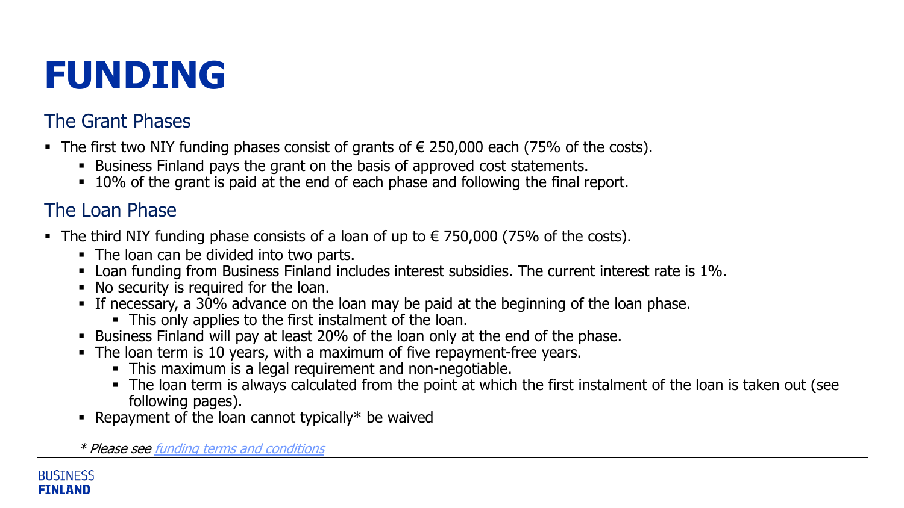# FUNDING

## The Grant Phases

- The first two NIY funding phases consist of grants of € 250,000 each (75% of the costs).
  - Business Finland pays the grant on the basis of approved cost statements.
  - 10% of the grant is paid at the end of each phase and following the final report.

## The Loan Phase

- The third NIY funding phase consists of a loan of up to € 750,000 (75% of the costs).
  - The loan can be divided into two parts.
  - Loan funding from Business Finland includes interest subsidies. The current interest rate is 1%.
  - No security is required for the loan.
  - If necessary, a 30% advance on the loan may be paid at the beginning of the loan phase.
    - This only applies to the first instalment of the loan.
  - Business Finland will pay at least 20% of the loan only at the end of the phase.
  - The loan term is 10 years, with a maximum of five repayment-free years.
    - This maximum is a legal requirement and non-negotiable.
    - The loan term is always calculated from the point at which the first instalment of the loan is taken out (see following pages).
  - Repayment of the loan cannot typically* be waived

*\* Please see [funding terms and conditions]*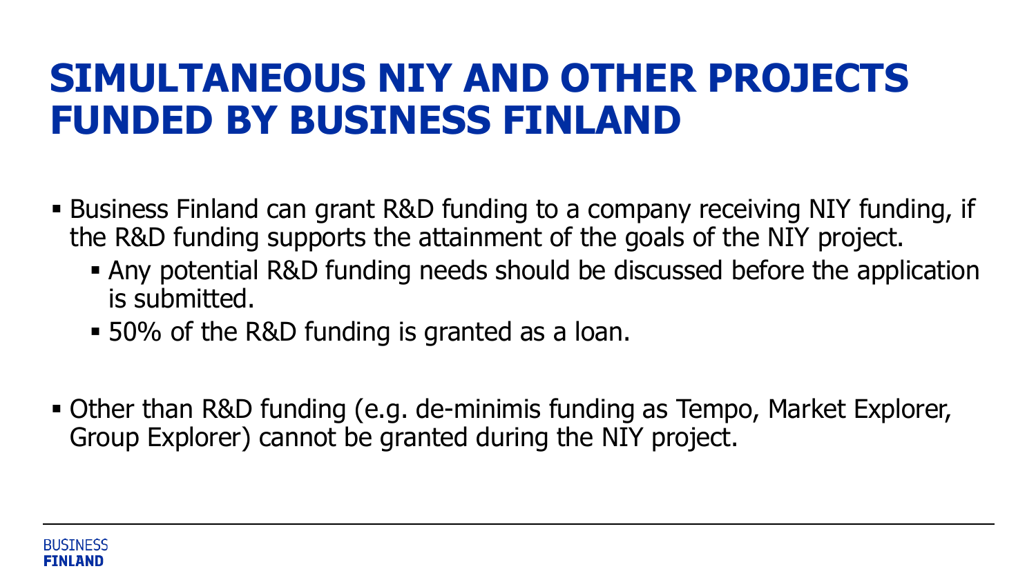# SIMULTANEOUS NIY AND OTHER PROJECTS FUNDED BY BUSINESS FINLAND

- Business Finland can grant R&D funding to a company receiving NIY funding, if the R&D funding supports the attainment of the goals of the NIY project.
  - Any potential R&D funding needs should be discussed before the application is submitted.
  - 50% of the R&D funding is granted as a loan.

- Other than R&D funding (e.g. de-minimis funding as Tempo, Market Explorer, Group Explorer) cannot be granted during the NIY project.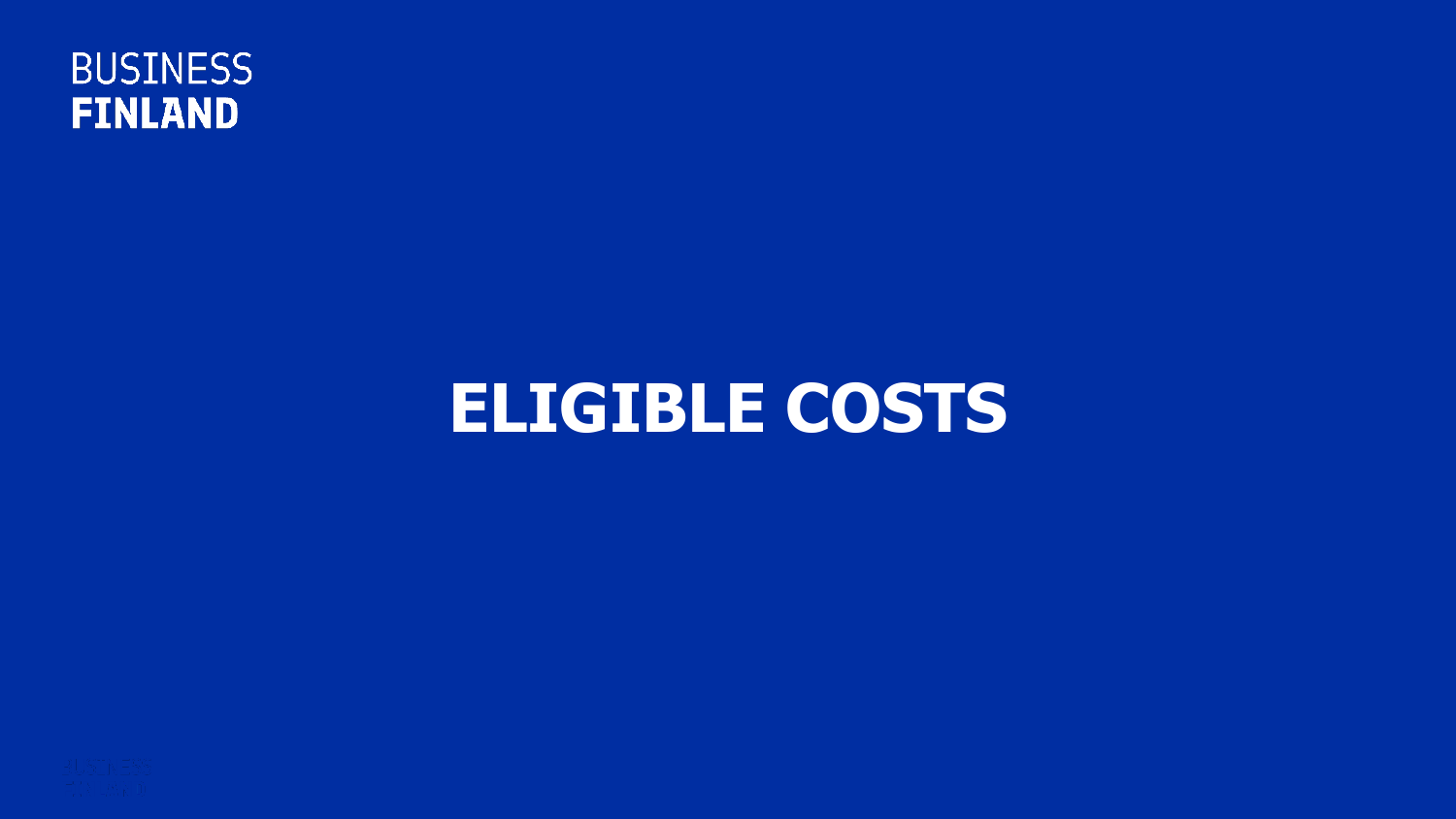# ELIGIBLE COSTS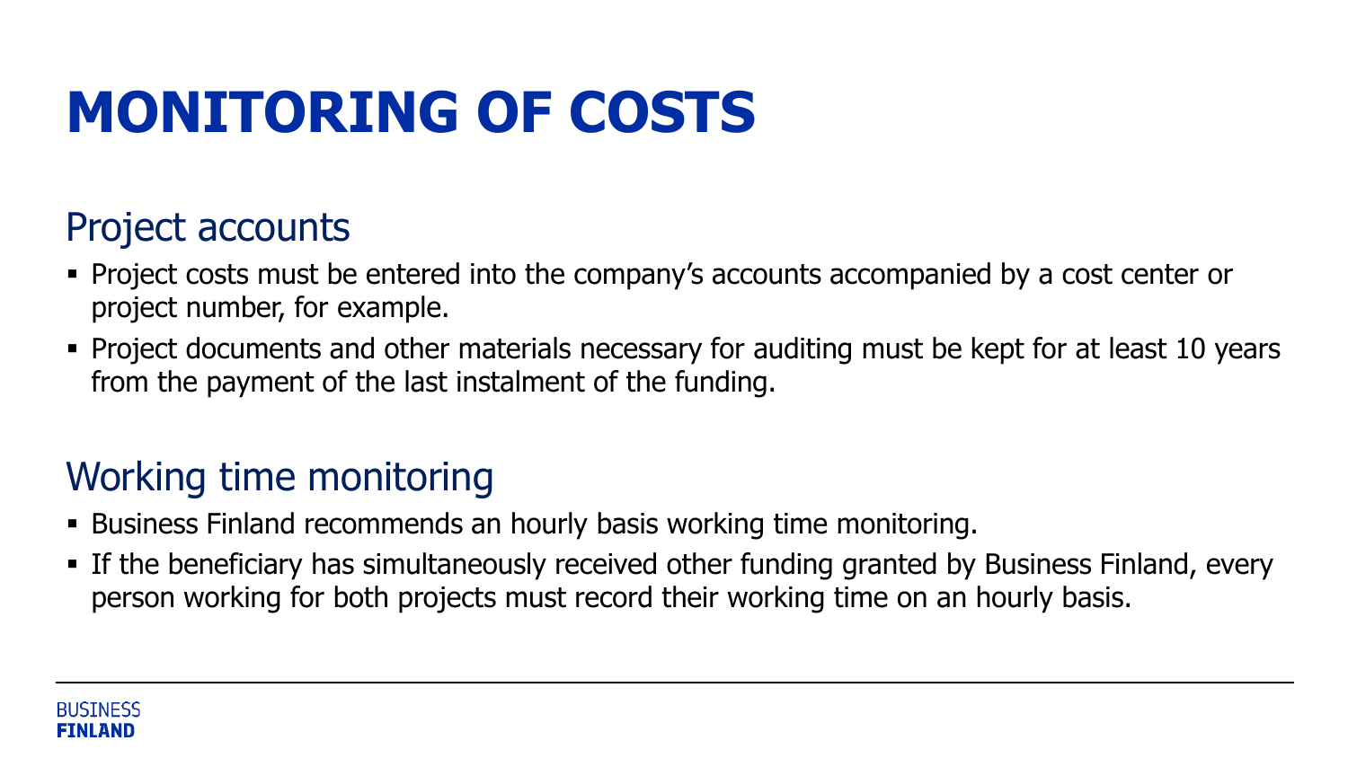# MONITORING OF COSTS

## Project accounts

- Project costs must be entered into the company's accounts accompanied by a cost center or project number, for example.
- Project documents and other materials necessary for auditing must be kept for at least 10 years from the payment of the last instalment of the funding.

## Working time monitoring

- Business Finland recommends an hourly basis working time monitoring.
- If the beneficiary has simultaneously received other funding granted by Business Finland, every person working for both projects must record their working time on an hourly basis.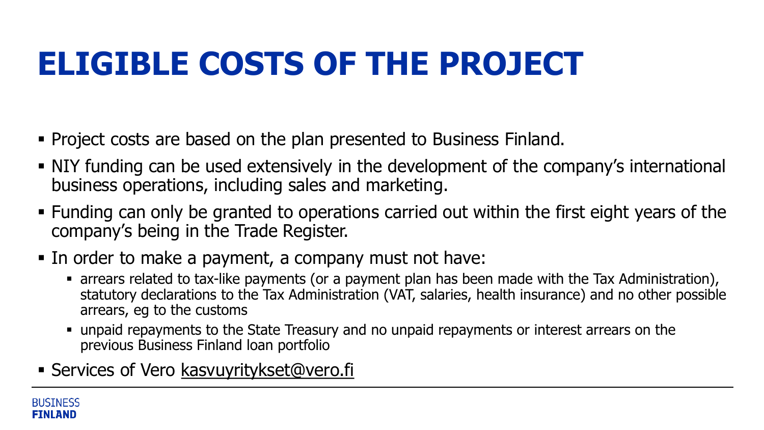# ELIGIBLE COSTS OF THE PROJECT

- Project costs are based on the plan presented to Business Finland.
- NIY funding can be used extensively in the development of the company's international business operations, including sales and marketing.
- Funding can only be granted to operations carried out within the first eight years of the company's being in the Trade Register.
- In order to make a payment, a company must not have:
  - arrears related to tax-like payments (or a payment plan has been made with the Tax Administration), statutory declarations to the Tax Administration (VAT, salaries, health insurance) and no other possible arrears, eg to the customs
  - unpaid repayments to the State Treasury and no unpaid repayments or interest arrears on the previous Business Finland loan portfolio
- Services of Vero kasvuyritykset@vero.fi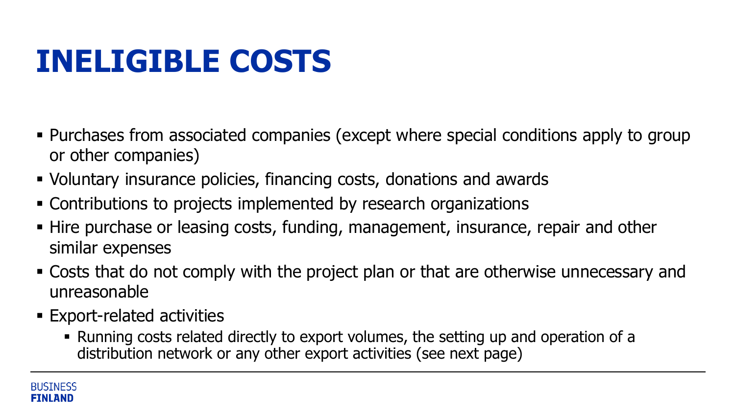# INELIGIBLE COSTS

- Purchases from associated companies (except where special conditions apply to group or other companies)
- Voluntary insurance policies, financing costs, donations and awards
- Contributions to projects implemented by research organizations
- Hire purchase or leasing costs, funding, management, insurance, repair and other similar expenses
- Costs that do not comply with the project plan or that are otherwise unnecessary and unreasonable
- Export-related activities
  - Running costs related directly to export volumes, the setting up and operation of a distribution network or any other export activities (see next page)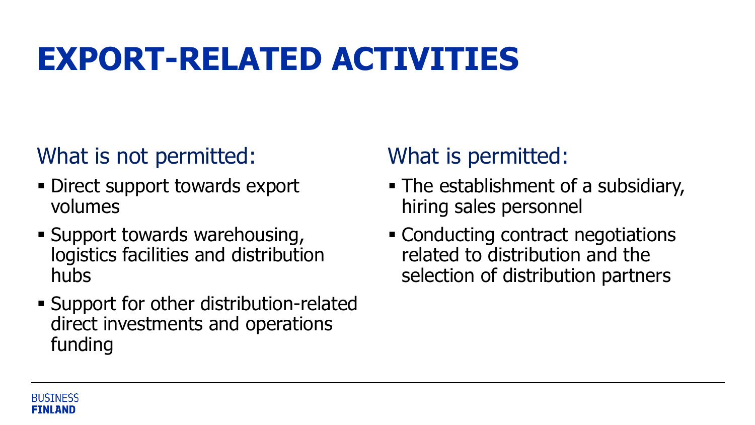# EXPORT-RELATED ACTIVITIES

## What is not permitted:

- Direct support towards export volumes
- Support towards warehousing, logistics facilities and distribution hubs
- Support for other distribution-related direct investments and operations funding

## What is permitted:

- The establishment of a subsidiary, hiring sales personnel
- Conducting contract negotiations related to distribution and the selection of distribution partners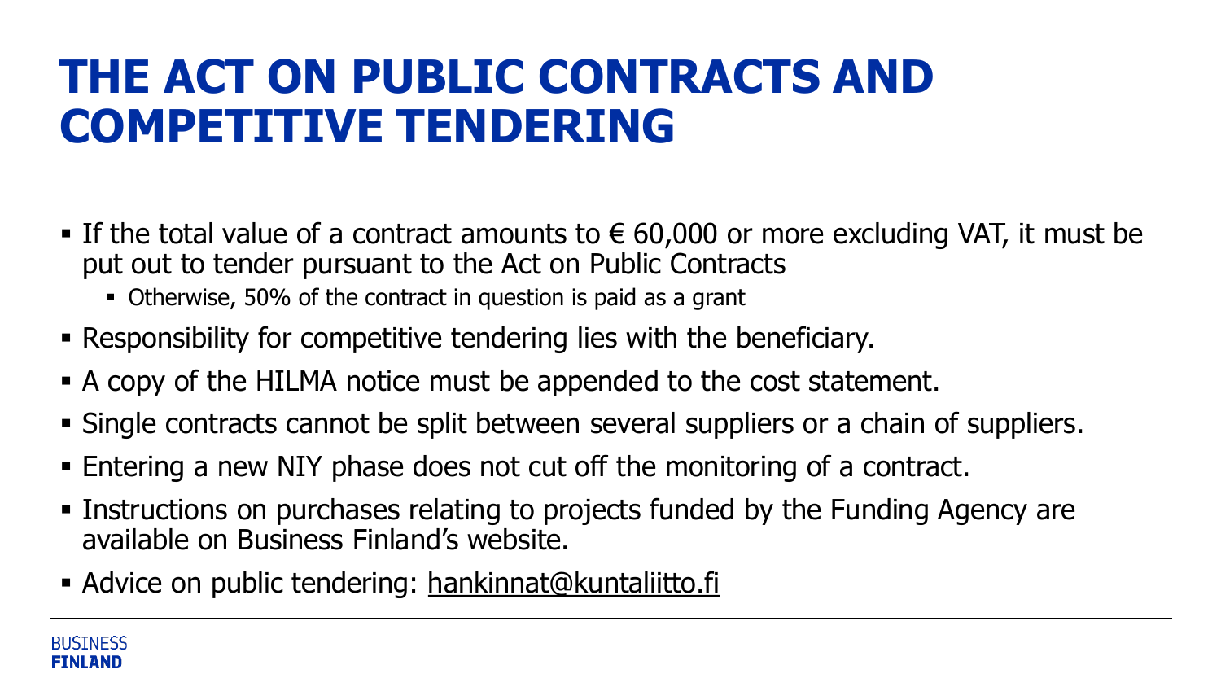# THE ACT ON PUBLIC CONTRACTS AND COMPETITIVE TENDERING

- If the total value of a contract amounts to € 60,000 or more excluding VAT, it must be put out to tender pursuant to the Act on Public Contracts
  - Otherwise, 50% of the contract in question is paid as a grant
- Responsibility for competitive tendering lies with the beneficiary.
- A copy of the HILMA notice must be appended to the cost statement.
- Single contracts cannot be split between several suppliers or a chain of suppliers.
- Entering a new NIY phase does not cut off the monitoring of a contract.
- Instructions on purchases relating to projects funded by the Funding Agency are available on Business Finland's website.
- Advice on public tendering: hankinnat@kuntaliitto.fi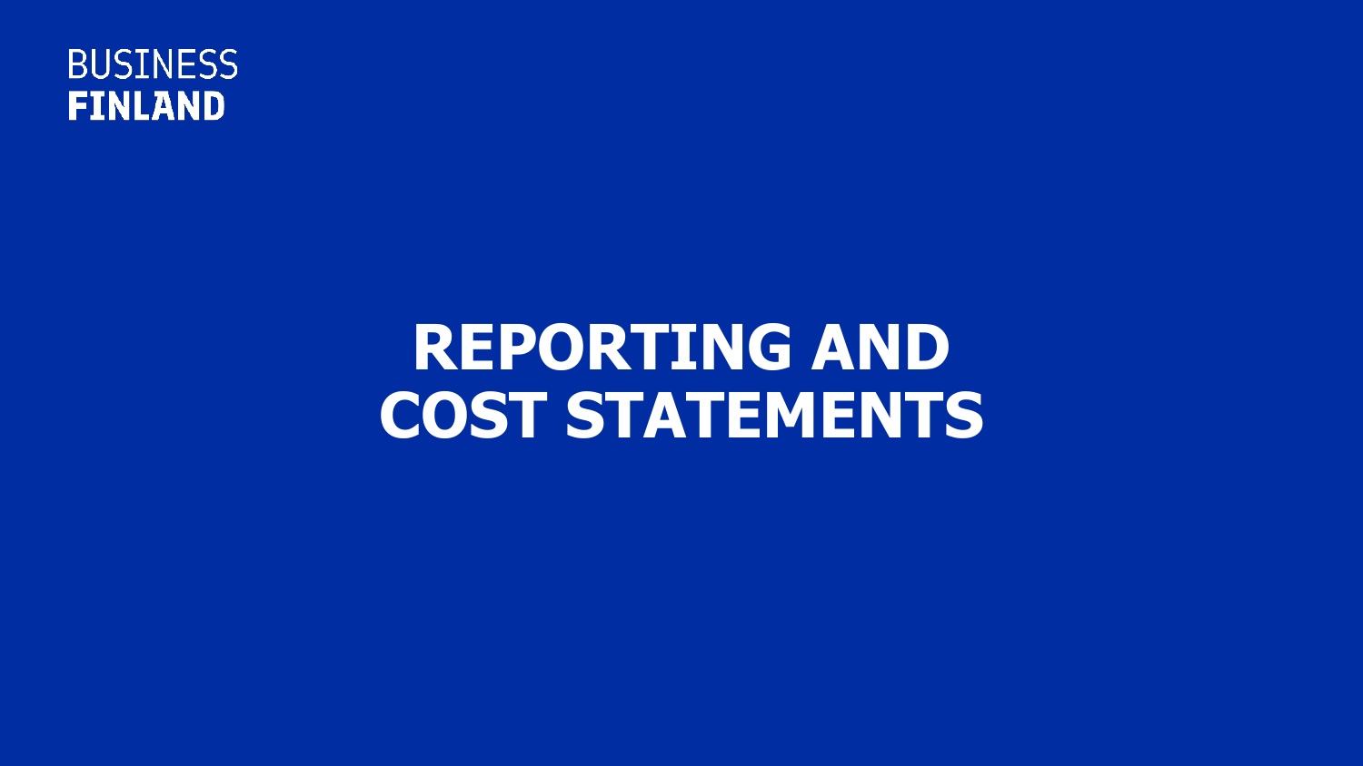BUSINESS
FINLAND

# REPORTING AND COST STATEMENTS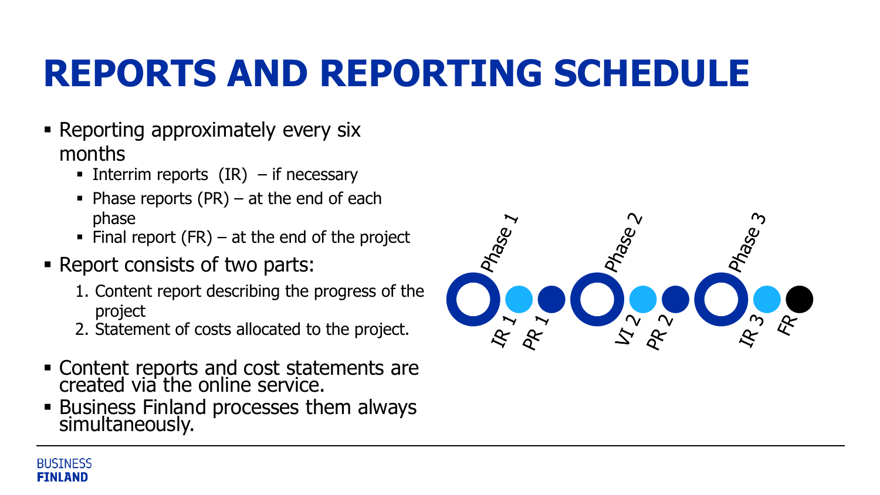# REPORTS AND REPORTING SCHEDULE

- Reporting approximately every six months
  - Interrim reports (IR) – if necessary
  - Phase reports (PR) – at the end of each phase
  - Final report (FR) – at the end of the project
- Report consists of two parts:
  1. Content report describing the progress of the project
  2. Statement of costs allocated to the project.
- Content reports and cost statements are created via the online service.
- Business Finland processes them always simultaneously.

Phase 1 | IR 1 | PR 1 | Phase 2 | VI 2 | PR 2 | Phase 3 | IR 3 | FR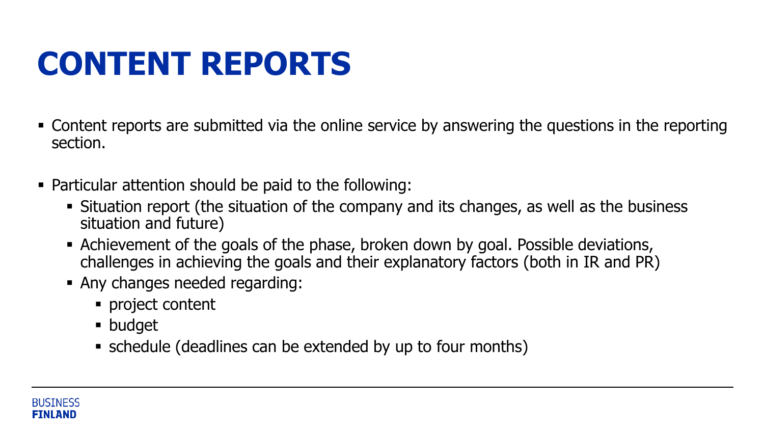# CONTENT REPORTS

- Content reports are submitted via the online service by answering the questions in the reporting section.

- Particular attention should be paid to the following:
  - Situation report (the situation of the company and its changes, as well as the business situation and future)
  - Achievement of the goals of the phase, broken down by goal. Possible deviations, challenges in achieving the goals and their explanatory factors (both in IR and PR)
  - Any changes needed regarding:
    - project content
    - budget
    - schedule (deadlines can be extended by up to four months)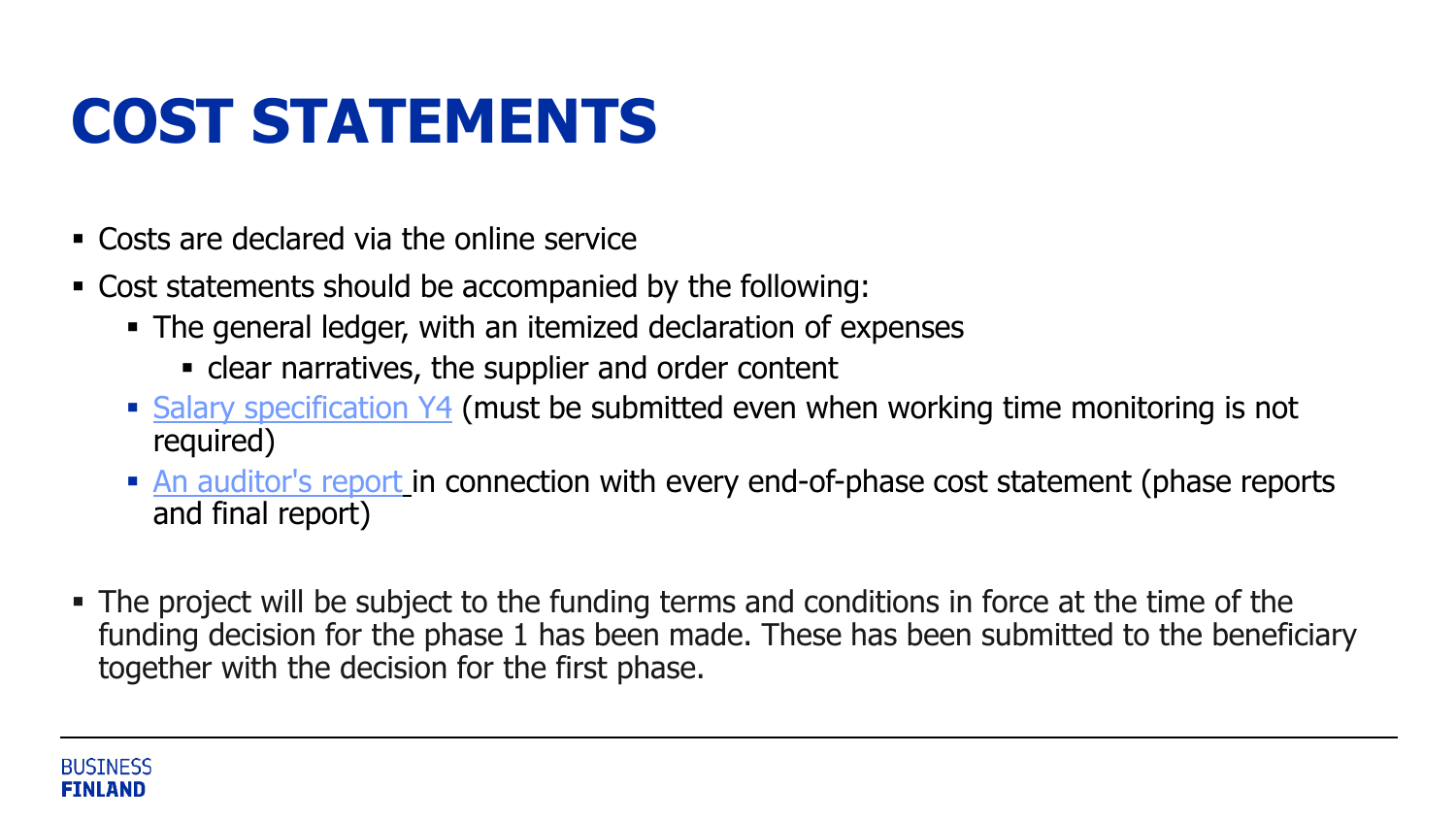# COST STATEMENTS

- Costs are declared via the online service
- Cost statements should be accompanied by the following:
  - The general ledger, with an itemized declaration of expenses
    - clear narratives, the supplier and order content
  - Salary specification Y4 (must be submitted even when working time monitoring is not required)
  - An auditor's report in connection with every end-of-phase cost statement (phase reports and final report)

- The project will be subject to the funding terms and conditions in force at the time of the funding decision for the phase 1 has been made. These has been submitted to the beneficiary together with the decision for the first phase.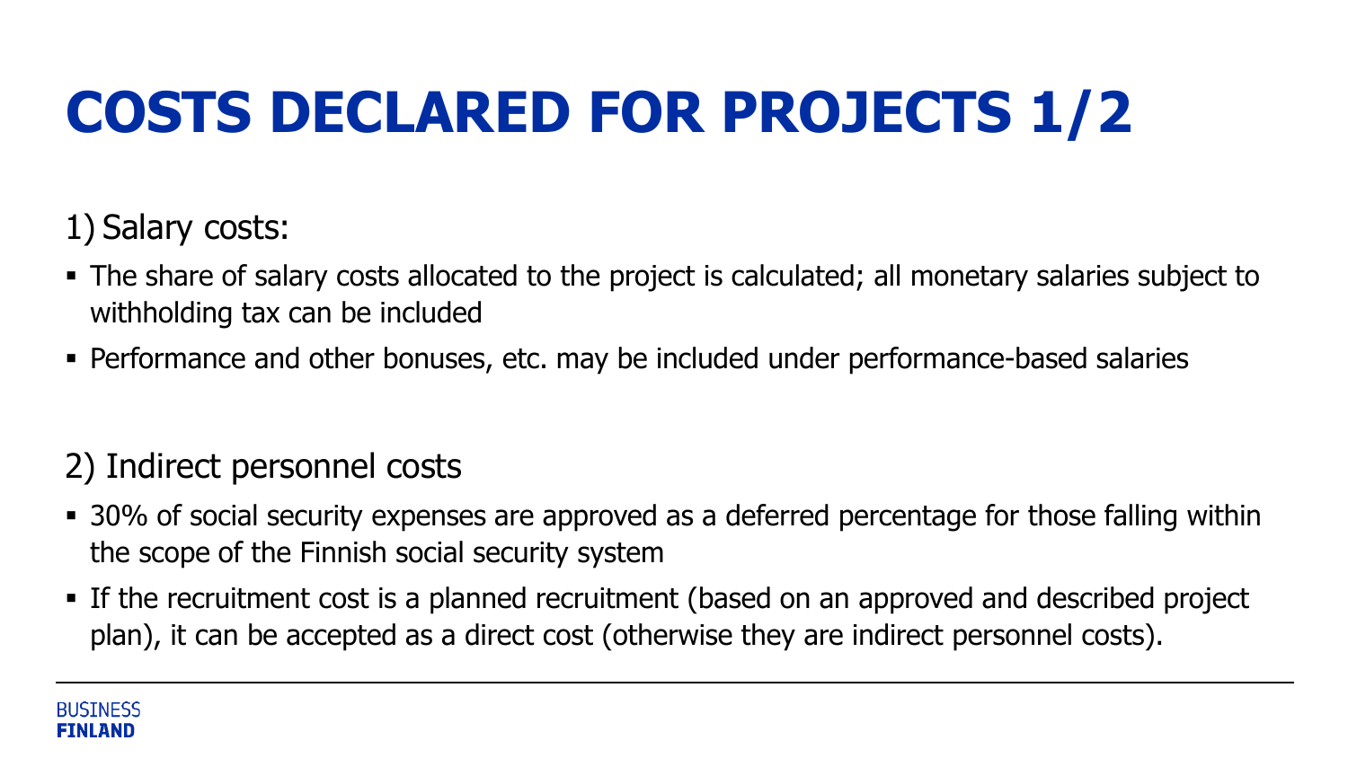# COSTS DECLARED FOR PROJECTS 1/2

1) Salary costs:

- The share of salary costs allocated to the project is calculated; all monetary salaries subject to withholding tax can be included
- Performance and other bonuses, etc. may be included under performance-based salaries

2) Indirect personnel costs

- 30% of social security expenses are approved as a deferred percentage for those falling within the scope of the Finnish social security system
- If the recruitment cost is a planned recruitment (based on an approved and described project plan), it can be accepted as a direct cost (otherwise they are indirect personnel costs).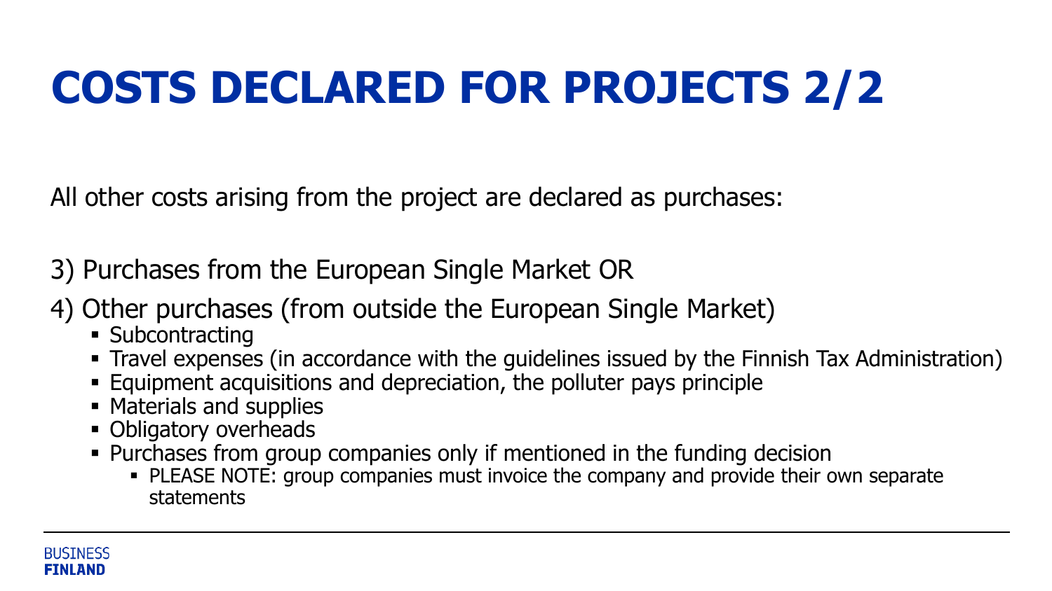# COSTS DECLARED FOR PROJECTS 2/2

All other costs arising from the project are declared as purchases:

3) Purchases from the European Single Market OR

4) Other purchases (from outside the European Single Market)

- Subcontracting
- Travel expenses (in accordance with the guidelines issued by the Finnish Tax Administration)
- Equipment acquisitions and depreciation, the polluter pays principle
- Materials and supplies
- Obligatory overheads
- Purchases from group companies only if mentioned in the funding decision
  - PLEASE NOTE: group companies must invoice the company and provide their own separate statements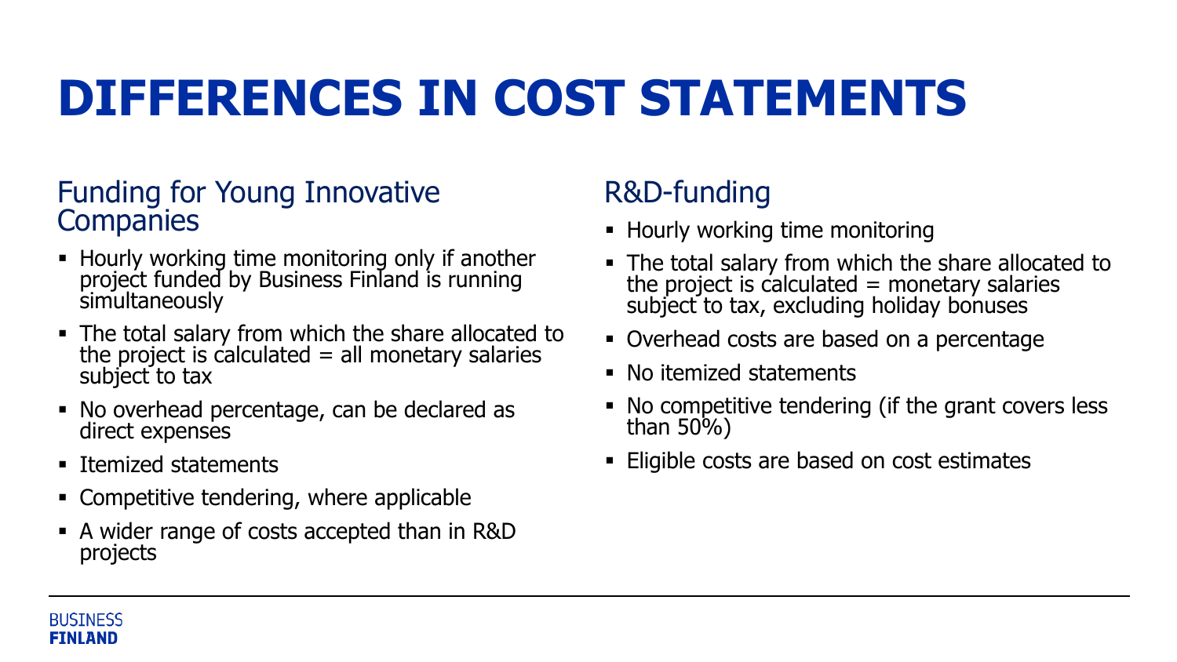# DIFFERENCES IN COST STATEMENTS

## Funding for Young Innovative Companies

- Hourly working time monitoring only if another project funded by Business Finland is running simultaneously
- The total salary from which the share allocated to the project is calculated = all monetary salaries subject to tax
- No overhead percentage, can be declared as direct expenses
- Itemized statements
- Competitive tendering, where applicable
- A wider range of costs accepted than in R&D projects

## R&D-funding

- Hourly working time monitoring
- The total salary from which the share allocated to the project is calculated = monetary salaries subject to tax, excluding holiday bonuses
- Overhead costs are based on a percentage
- No itemized statements
- No competitive tendering (if the grant covers less than 50%)
- Eligible costs are based on cost estimates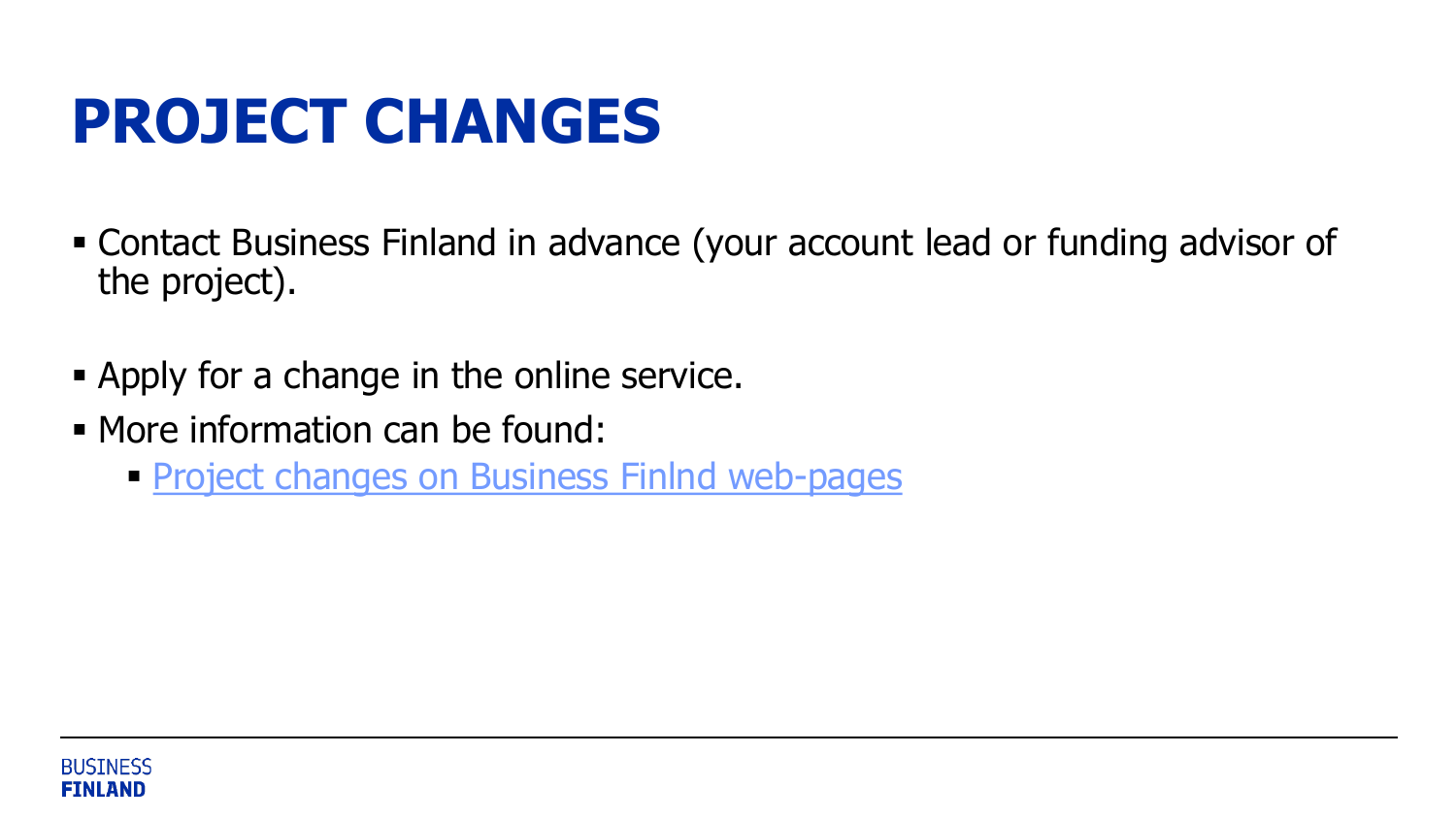# PROJECT CHANGES

- Contact Business Finland in advance (your account lead or funding advisor of the project).
- Apply for a change in the online service.
- More information can be found:
  - Project changes on Business Finlnd web-pages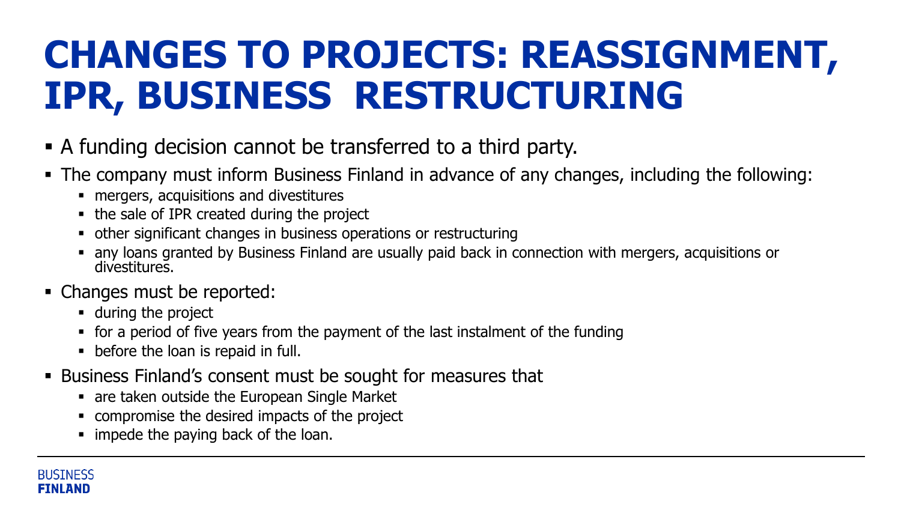# CHANGES TO PROJECTS: REASSIGNMENT, IPR, BUSINESS RESTRUCTURING

- A funding decision cannot be transferred to a third party.
- The company must inform Business Finland in advance of any changes, including the following:
  - mergers, acquisitions and divestitures
  - the sale of IPR created during the project
  - other significant changes in business operations or restructuring
  - any loans granted by Business Finland are usually paid back in connection with mergers, acquisitions or divestitures.
- Changes must be reported:
  - during the project
  - for a period of five years from the payment of the last instalment of the funding
  - before the loan is repaid in full.
- Business Finland's consent must be sought for measures that
  - are taken outside the European Single Market
  - compromise the desired impacts of the project
  - impede the paying back of the loan.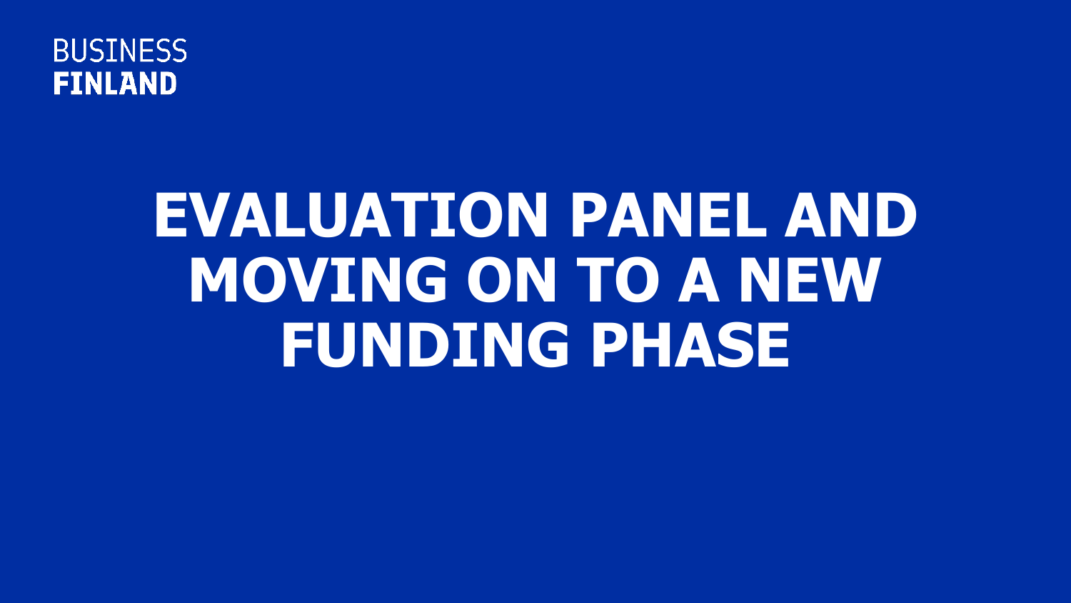# EVALUATION PANEL AND MOVING ON TO A NEW FUNDING PHASE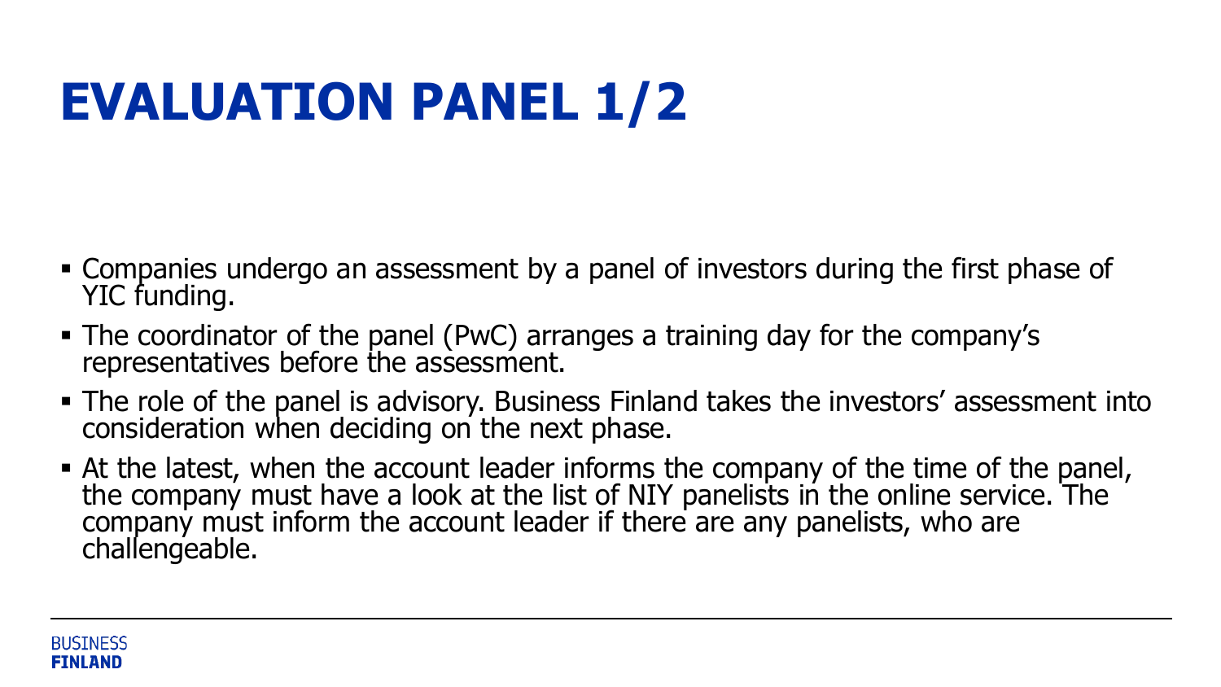# EVALUATION PANEL 1/2

- Companies undergo an assessment by a panel of investors during the first phase of YIC funding.
- The coordinator of the panel (PwC) arranges a training day for the company's representatives before the assessment.
- The role of the panel is advisory. Business Finland takes the investors' assessment into consideration when deciding on the next phase.
- At the latest, when the account leader informs the company of the time of the panel, the company must have a look at the list of NIY panelists in the online service. The company must inform the account leader if there are any panelists, who are challengeable.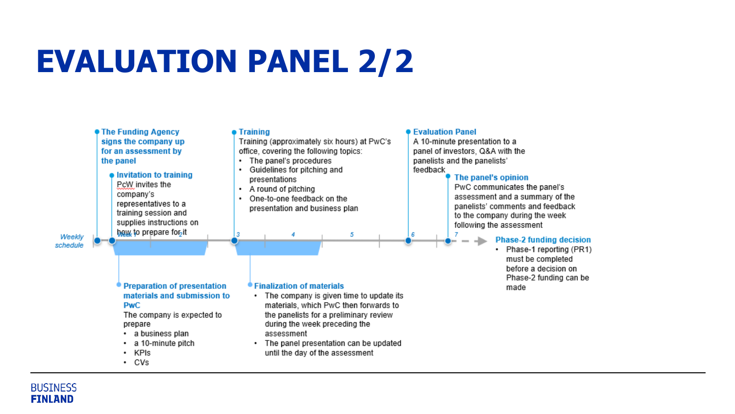# EVALUATION PANEL 2/2

*Weekly schedule*

**The Funding Agency signs the company up for an assessment by the panel**

**Invitation to training**
PcW invites the company's representatives to a training session and supplies instructions on how to prepare for it

Week 1

**Preparation of presentation materials and submission to PwC**
The company is expected to prepare
- a business plan
- a 10-minute pitch
- KPIs
- CVs

2

3

**Training**
Training (approximately six hours) at PwC's office, covering the following topics:
- The panel's procedures
- Guidelines for pitching and presentations
- A round of pitching
- One-to-one feedback on the presentation and business plan

**Finalization of materials**
- The company is given time to update its materials, which PwC then forwards to the panelists for a preliminary review during the week preceding the assessment
- The panel presentation can be updated until the day of the assessment

4

5

6

**Evaluation Panel**
A 10-minute presentation to a panel of investors, Q&A with the panelists and the panelists' feedback

7

**The panel's opinion**
PwC communicates the panel's assessment and a summary of the panelists' comments and feedback to the company during the week following the assessment

**Phase-2 funding decision**
- Phase-1 reporting (PR1) must be completed before a decision on Phase-2 funding can be made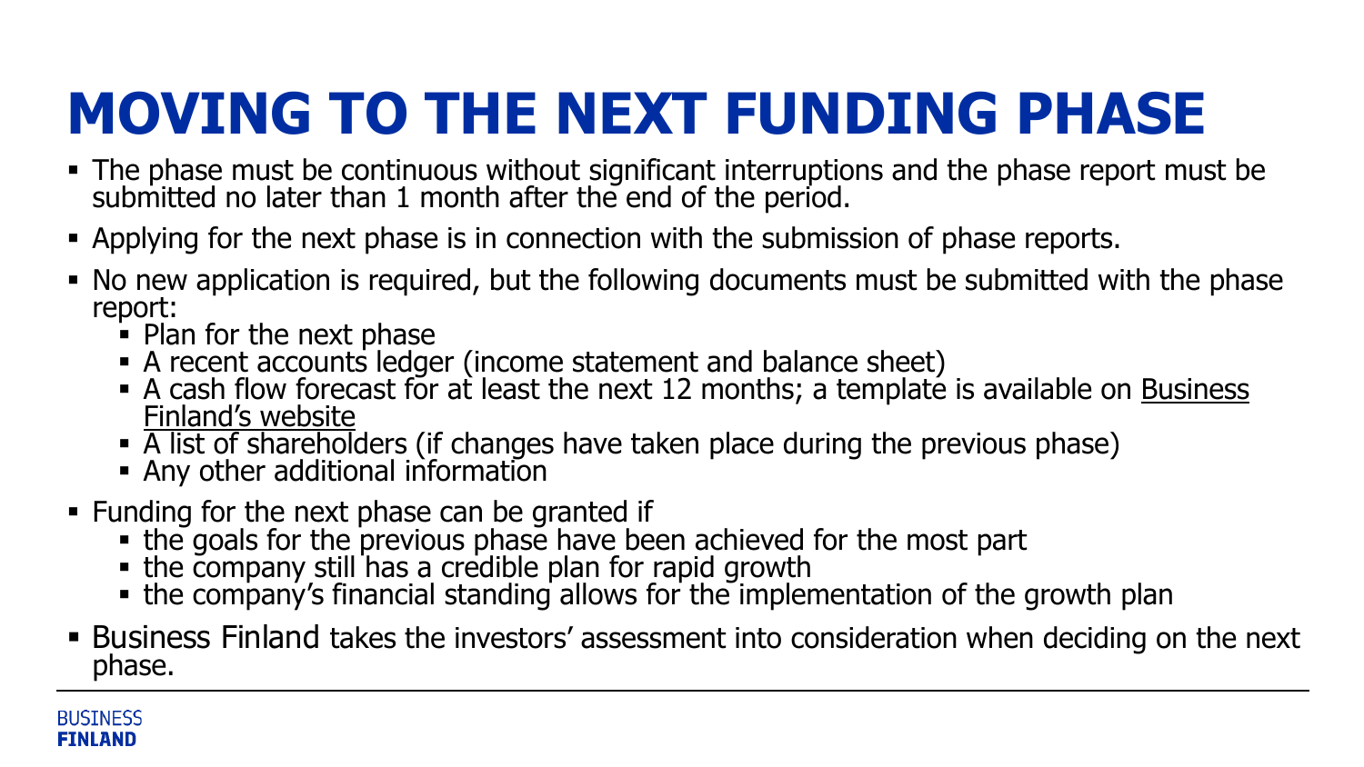# MOVING TO THE NEXT FUNDING PHASE

- The phase must be continuous without significant interruptions and the phase report must be submitted no later than 1 month after the end of the period.
- Applying for the next phase is in connection with the submission of phase reports.
- No new application is required, but the following documents must be submitted with the phase report:
  - Plan for the next phase
  - A recent accounts ledger (income statement and balance sheet)
  - A cash flow forecast for at least the next 12 months; a template is available on Business Finland's website
  - A list of shareholders (if changes have taken place during the previous phase)
  - Any other additional information
- Funding for the next phase can be granted if
  - the goals for the previous phase have been achieved for the most part
  - the company still has a credible plan for rapid growth
  - the company's financial standing allows for the implementation of the growth plan
- Business Finland takes the investors' assessment into consideration when deciding on the next phase.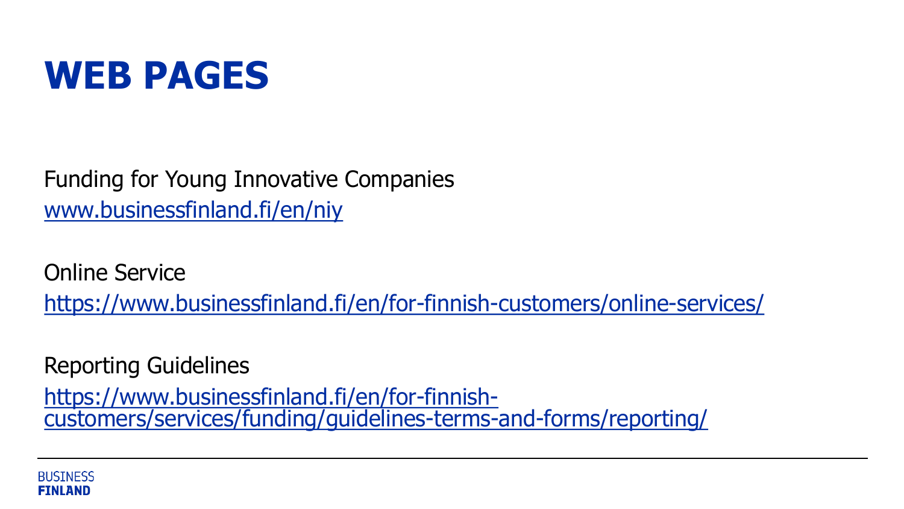# WEB PAGES

Funding for Young Innovative Companies
www.businessfinland.fi/en/niy

Online Service
https://www.businessfinland.fi/en/for-finnish-customers/online-services/

Reporting Guidelines
https://www.businessfinland.fi/en/for-finnish-customers/services/funding/guidelines-terms-and-forms/reporting/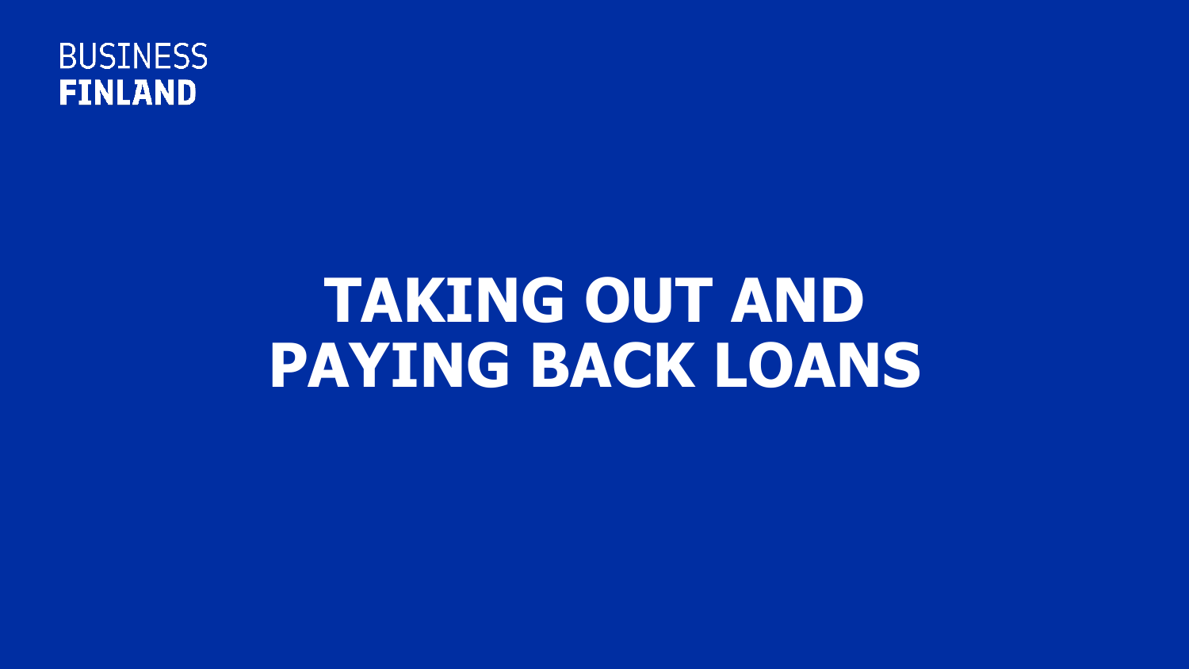BUSINESS
FINLAND

# TAKING OUT AND PAYING BACK LOANS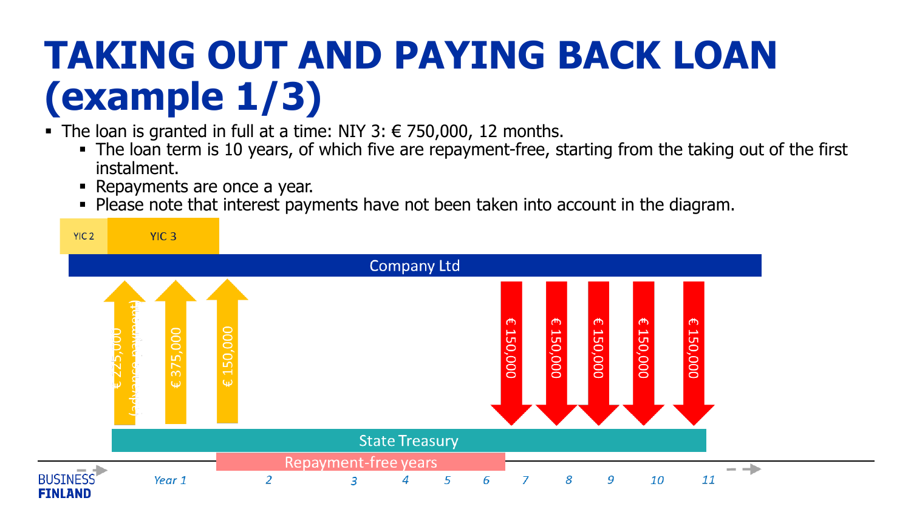# TAKING OUT AND PAYING BACK LOAN (example 1/3)

- The loan is granted in full at a time: NIY 3: € 750,000, 12 months.
  - The loan term is 10 years, of which five are repayment-free, starting from the taking out of the first instalment.
  - Repayments are once a year.
  - Please note that interest payments have not been taken into account in the diagram.

YIC 2 | YIC 3

Company Ltd

€ 225,000 (advance payment) | € 375,000 | € 150,000

€ 150,000 | € 150,000 | € 150,000 | € 150,000 | € 150,000

State Treasury

Repayment-free years

*Year 1* 2 3 4 5 6 7 8 9 10 11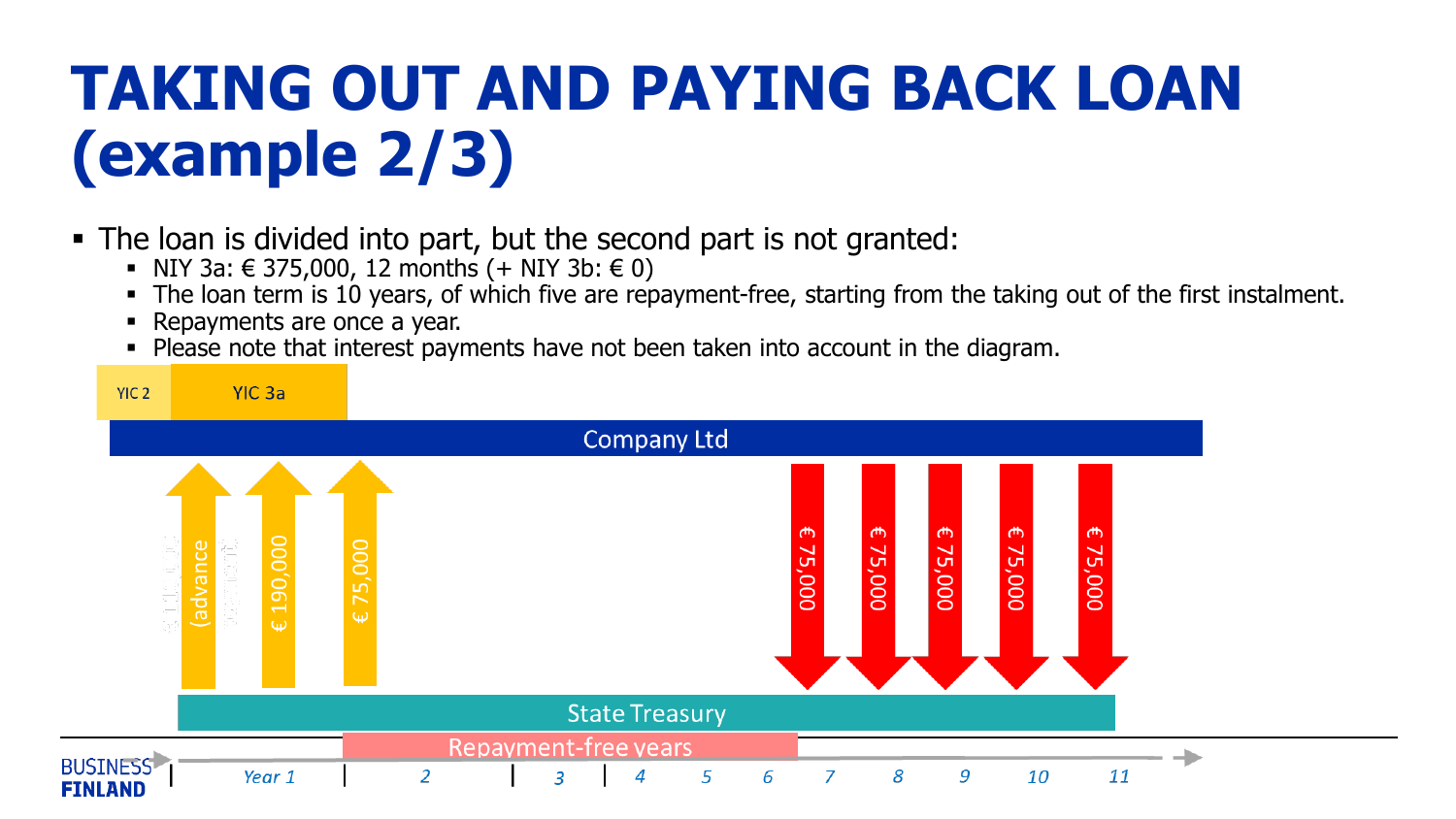# TAKING OUT AND PAYING BACK LOAN (example 2/3)

- The loan is divided into part, but the second part is not granted:
  - NIY 3a: € 375,000, 12 months (+ NIY 3b: € 0)
  - The loan term is 10 years, of which five are repayment-free, starting from the taking out of the first instalment.
  - Repayments are once a year.
  - Please note that interest payments have not been taken into account in the diagram.

YIC 2 | YIC 3a

Company Ltd

€ 110,000 (advance payment) | € 190,000 | € 75,000

€ 75,000 | € 75,000 | € 75,000 | € 75,000 | € 75,000

State Treasury

Repayment-free years

Year 1 | 2 | 3 | 4 | 5 | 6 | 7 | 8 | 9 | 10 | 11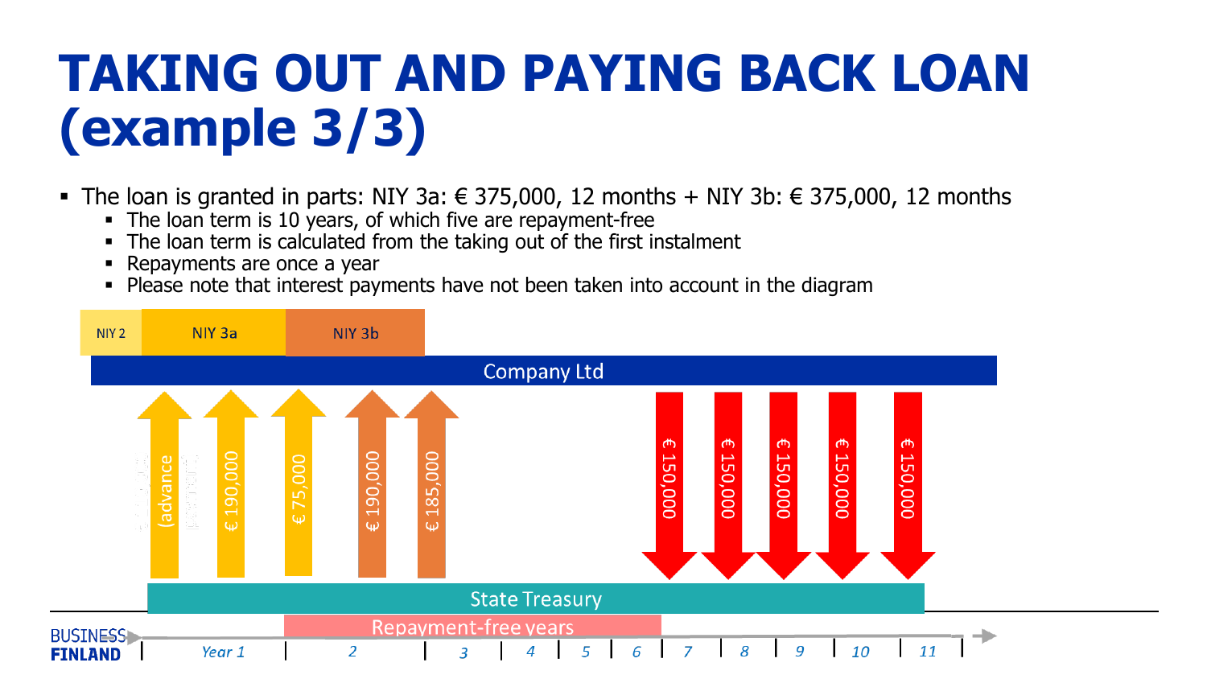# TAKING OUT AND PAYING BACK LOAN (example 3/3)

- The loan is granted in parts: NIY 3a: € 375,000, 12 months + NIY 3b: € 375,000, 12 months
  - The loan term is 10 years, of which five are repayment-free
  - The loan term is calculated from the taking out of the first instalment
  - Repayments are once a year
  - Please note that interest payments have not been taken into account in the diagram

NIY 2
NIY 3a
NIY 3b

Company Ltd

(advance
€ 190,000
€ 75,000
€ 190,000
€ 185,000

€ 150,000
€ 150,000
€ 150,000
€ 150,000
€ 150,000

State Treasury

Repayment-free years

Year 1
2
3
4
5
6
7
8
9
10
11